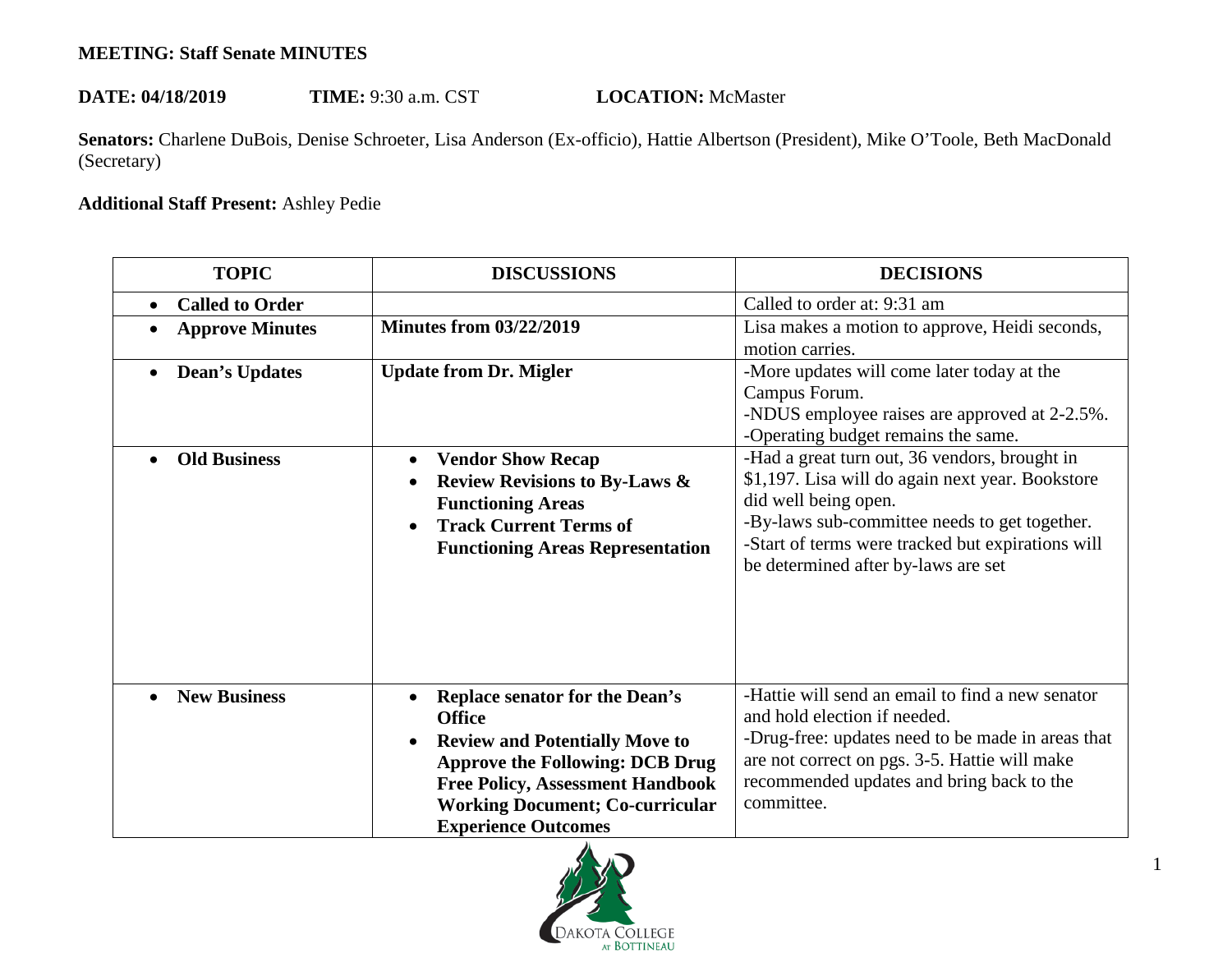**MEETING: Staff Senate MINUTES**

**DATE: 04/18/2019** **TIME:** 9:30 a.m. CST **LOCATION:** McMaster

**Senators:** Charlene DuBois, Denise Schroeter, Lisa Anderson (Ex-officio), Hattie Albertson (President), Mike O'Toole, Beth MacDonald (Secretary)

**Additional Staff Present:** Ashley Pedie

| TOPIC | DISCUSSIONS | DECISIONS |
|---|---|---|
| • **Called to Order** | | Called to order at: 9:31 am |
| • **Approve Minutes** | **Minutes from 03/22/2019** | Lisa makes a motion to approve, Heidi seconds, motion carries. |
| • **Dean's Updates** | **Update from Dr. Migler** | -More updates will come later today at the Campus Forum.<br>-NDUS employee raises are approved at 2-2.5%.<br>-Operating budget remains the same. |
| • **Old Business** | • **Vendor Show Recap**<br>• **Review Revisions to By-Laws & Functioning Areas**<br>• **Track Current Terms of Functioning Areas Representation** | -Had a great turn out, 36 vendors, brought in $1,197. Lisa will do again next year. Bookstore did well being open.<br>-By-laws sub-committee needs to get together.<br>-Start of terms were tracked but expirations will be determined after by-laws are set |
| • **New Business** | • **Replace senator for the Dean's Office**<br>• **Review and Potentially Move to Approve the Following: DCB Drug Free Policy, Assessment Handbook Working Document; Co-curricular Experience Outcomes** | -Hattie will send an email to find a new senator and hold election if needed.<br>-Drug-free: updates need to be made in areas that are not correct on pgs. 3-5. Hattie will make recommended updates and bring back to the committee. |

Dakota College at Bottineau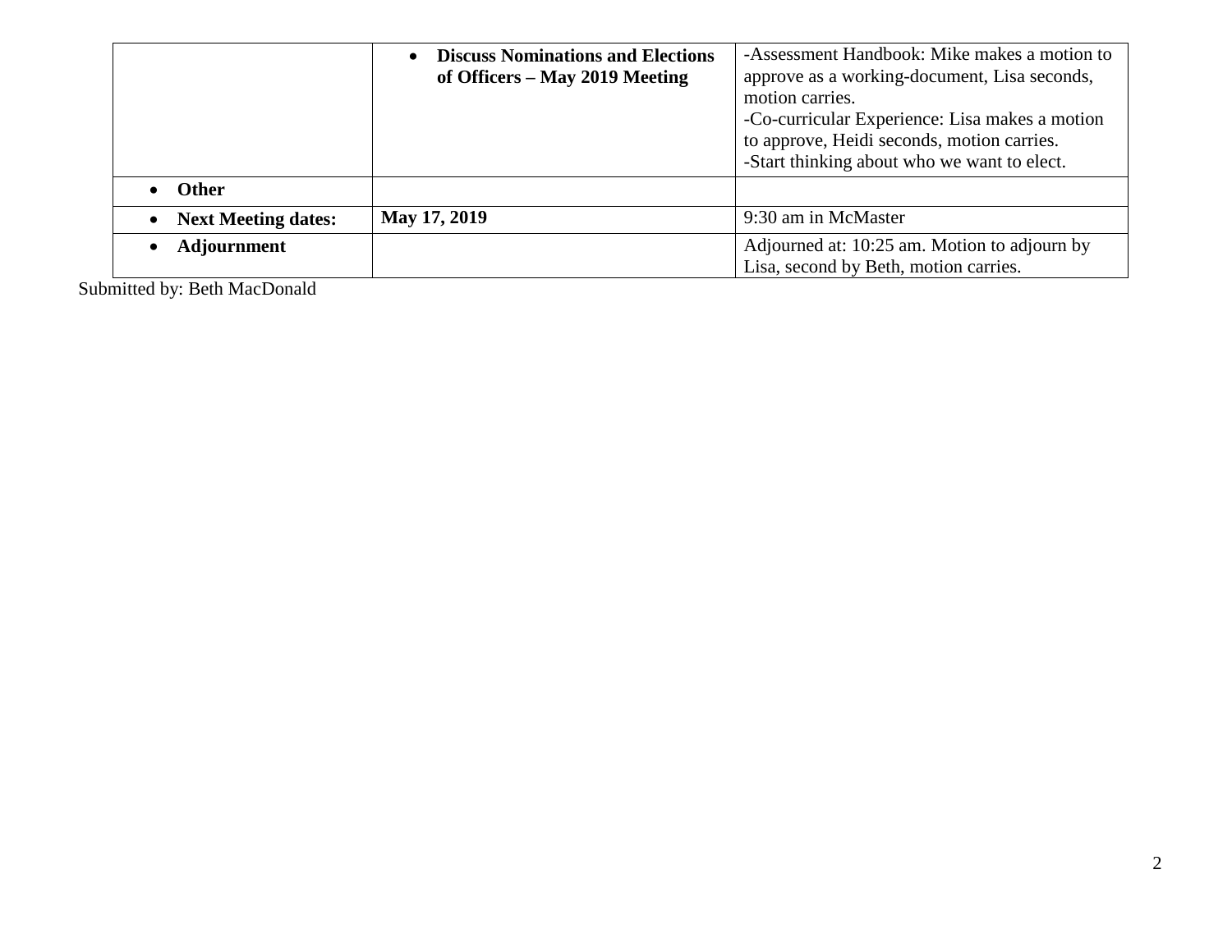| | | |
|---|---|---|
| | • **Discuss Nominations and Elections of Officers – May 2019 Meeting** | -Assessment Handbook: Mike makes a motion to approve as a working-document, Lisa seconds, motion carries.<br>-Co-curricular Experience: Lisa makes a motion to approve, Heidi seconds, motion carries.<br>-Start thinking about who we want to elect. |
| • **Other** | | |
| • **Next Meeting dates:** | **May 17, 2019** | 9:30 am in McMaster |
| • **Adjournment** | | Adjourned at: 10:25 am. Motion to adjourn by Lisa, second by Beth, motion carries. |

Submitted by: Beth MacDonald